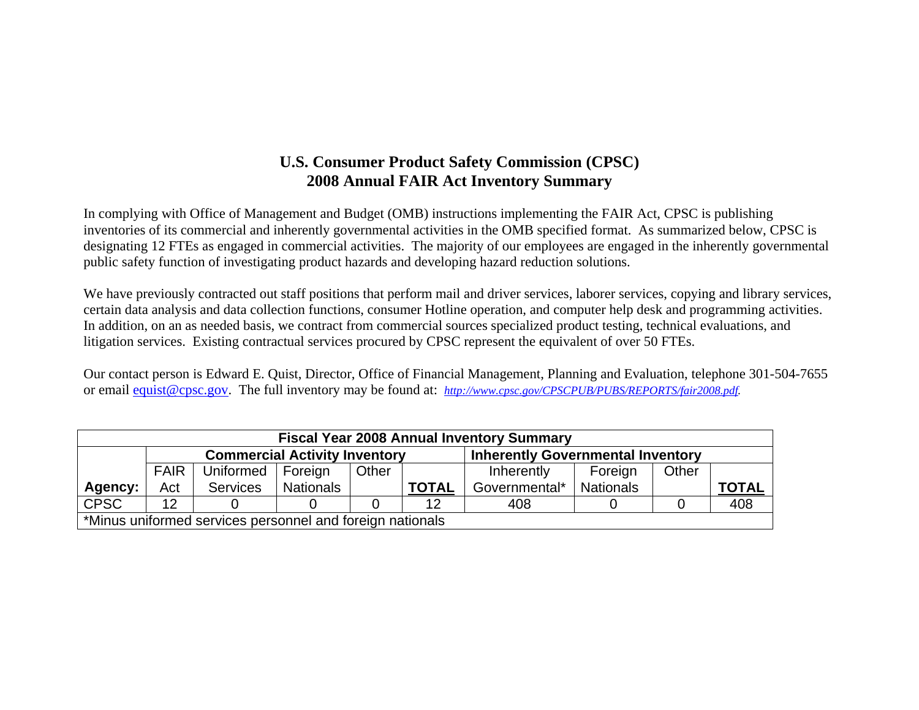# U.S. Consumer Product Safety Commission (CPSC)
# 2008 Annual FAIR Act Inventory Summary

In complying with Office of Management and Budget (OMB) instructions implementing the FAIR Act, CPSC is publishing inventories of its commercial and inherently governmental activities in the OMB specified format. As summarized below, CPSC is designating 12 FTEs as engaged in commercial activities. The majority of our employees are engaged in the inherently governmental public safety function of investigating product hazards and developing hazard reduction solutions.

We have previously contracted out staff positions that perform mail and driver services, laborer services, copying and library services, certain data analysis and data collection functions, consumer Hotline operation, and computer help desk and programming activities. In addition, on an as needed basis, we contract from commercial sources specialized product testing, technical evaluations, and litigation services. Existing contractual services procured by CPSC represent the equivalent of over 50 FTEs.

Our contact person is Edward E. Quist, Director, Office of Financial Management, Planning and Evaluation, telephone 301-504-7655 or email equist@cpsc.gov. The full inventory may be found at: *http://www.cpsc.gov/CPSCPUB/PUBS/REPORTS/fair2008.pdf.*

| Fiscal Year 2008 Annual Inventory Summary | | | | | | | | | |
|---|---|---|---|---|---|---|---|---|---|
| | Commercial Activity Inventory | | | | | Inherently Governmental Inventory | | | |
| Agency: | FAIR Act | Uniformed Services | Foreign Nationals | Other | **TOTAL** | Inherently Governmental* | Foreign Nationals | Other | **TOTAL** |
| CPSC | 12 | 0 | 0 | 0 | 12 | 408 | 0 | 0 | 408 |
| *Minus uniformed services personnel and foreign nationals | | | | | | | | | |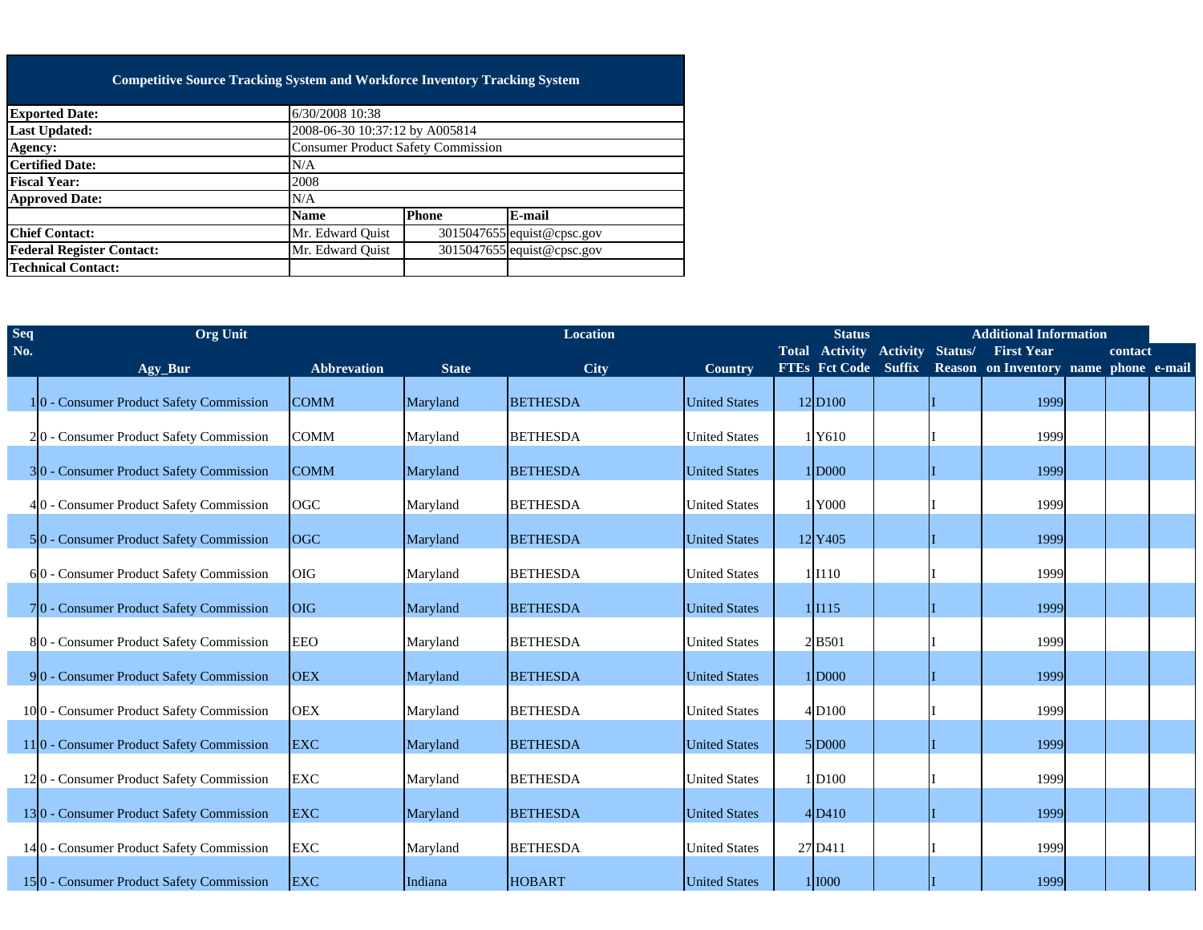## Competitive Source Tracking System and Workforce Inventory Tracking System

| | | | |
|---|---|---|---|
| **Exported Date:** | 6/30/2008 10:38 | | |
| **Last Updated:** | 2008-06-30 10:37:12 by A005814 | | |
| **Agency:** | Consumer Product Safety Commission | | |
| **Certified Date:** | N/A | | |
| **Fiscal Year:** | 2008 | | |
| **Approved Date:** | N/A | | |
| | **Name** | **Phone** | **E-mail** |
| **Chief Contact:** | Mr. Edward Quist | 3015047655 | equist@cpsc.gov |
| **Federal Register Contact:** | Mr. Edward Quist | 3015047655 | equist@cpsc.gov |
| **Technical Contact:** | | | |

| Seq No. | Org Unit | | Location | | | | Status | | | Additional Information | | | |
|---|---|---|---|---|---|---|---|---|---|---|---|---|---|
| | Agy_Bur | Abbrevation | State | City | Country | Total FTEs | Activity Fct Code | Activity Suffix | Status/ Reason | First Year on Inventory | name | contact phone | e-mail |
| 1 | 0 - Consumer Product Safety Commission | COMM | Maryland | BETHESDA | United States | 12 | D100 | | I | 1999 | | | |
| 2 | 0 - Consumer Product Safety Commission | COMM | Maryland | BETHESDA | United States | 1 | Y610 | | I | 1999 | | | |
| 3 | 0 - Consumer Product Safety Commission | COMM | Maryland | BETHESDA | United States | 1 | D000 | | I | 1999 | | | |
| 4 | 0 - Consumer Product Safety Commission | OGC | Maryland | BETHESDA | United States | 1 | Y000 | | I | 1999 | | | |
| 5 | 0 - Consumer Product Safety Commission | OGC | Maryland | BETHESDA | United States | 12 | Y405 | | I | 1999 | | | |
| 6 | 0 - Consumer Product Safety Commission | OIG | Maryland | BETHESDA | United States | 1 | I110 | | I | 1999 | | | |
| 7 | 0 - Consumer Product Safety Commission | OIG | Maryland | BETHESDA | United States | 1 | I115 | | I | 1999 | | | |
| 8 | 0 - Consumer Product Safety Commission | EEO | Maryland | BETHESDA | United States | 2 | B501 | | I | 1999 | | | |
| 9 | 0 - Consumer Product Safety Commission | OEX | Maryland | BETHESDA | United States | 1 | D000 | | I | 1999 | | | |
| 10 | 0 - Consumer Product Safety Commission | OEX | Maryland | BETHESDA | United States | 4 | D100 | | I | 1999 | | | |
| 11 | 0 - Consumer Product Safety Commission | EXC | Maryland | BETHESDA | United States | 5 | D000 | | I | 1999 | | | |
| 12 | 0 - Consumer Product Safety Commission | EXC | Maryland | BETHESDA | United States | 1 | D100 | | I | 1999 | | | |
| 13 | 0 - Consumer Product Safety Commission | EXC | Maryland | BETHESDA | United States | 4 | D410 | | I | 1999 | | | |
| 14 | 0 - Consumer Product Safety Commission | EXC | Maryland | BETHESDA | United States | 27 | D411 | | I | 1999 | | | |
| 15 | 0 - Consumer Product Safety Commission | EXC | Indiana | HOBART | United States | 1 | I000 | | I | 1999 | | | |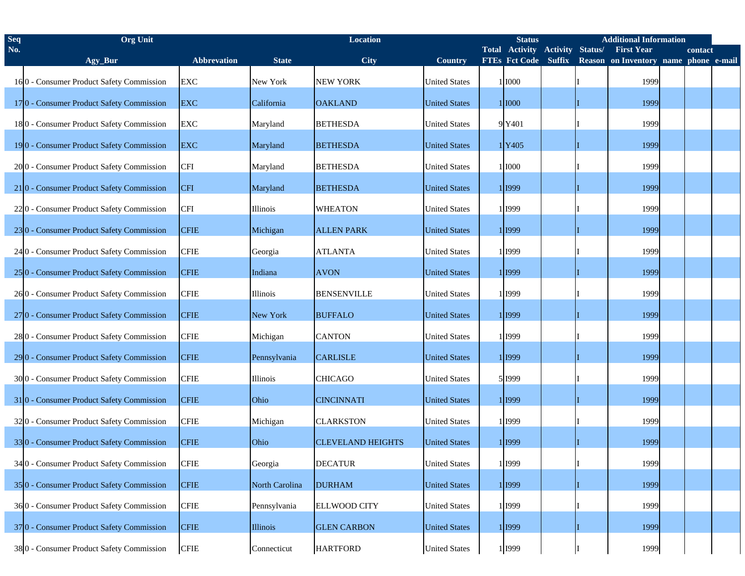| Seq No. | Org Unit | | Location | | | Total FTEs | Status | | | Additional Information | | | |
|---|---|---|---|---|---|---|---|---|---|---|---|---|---|
| | Agy_Bur | Abbrevation | State | City | Country | | Activity Fct Code | Activity Suffix | Status/ Reason | First Year on Inventory | name | contact phone | e-mail |
| 16 | 0 - Consumer Product Safety Commission | EXC | New York | NEW YORK | United States | 1 | I000 | | I | 1999 | | | |
| 17 | 0 - Consumer Product Safety Commission | EXC | California | OAKLAND | United States | 1 | I000 | | I | 1999 | | | |
| 18 | 0 - Consumer Product Safety Commission | EXC | Maryland | BETHESDA | United States | 9 | Y401 | | I | 1999 | | | |
| 19 | 0 - Consumer Product Safety Commission | EXC | Maryland | BETHESDA | United States | 1 | Y405 | | I | 1999 | | | |
| 20 | 0 - Consumer Product Safety Commission | CFI | Maryland | BETHESDA | United States | 1 | I000 | | I | 1999 | | | |
| 21 | 0 - Consumer Product Safety Commission | CFI | Maryland | BETHESDA | United States | 1 | I999 | | I | 1999 | | | |
| 22 | 0 - Consumer Product Safety Commission | CFI | Illinois | WHEATON | United States | 1 | I999 | | I | 1999 | | | |
| 23 | 0 - Consumer Product Safety Commission | CFIE | Michigan | ALLEN PARK | United States | 1 | I999 | | I | 1999 | | | |
| 24 | 0 - Consumer Product Safety Commission | CFIE | Georgia | ATLANTA | United States | 1 | I999 | | I | 1999 | | | |
| 25 | 0 - Consumer Product Safety Commission | CFIE | Indiana | AVON | United States | 1 | I999 | | I | 1999 | | | |
| 26 | 0 - Consumer Product Safety Commission | CFIE | Illinois | BENSENVILLE | United States | 1 | I999 | | I | 1999 | | | |
| 27 | 0 - Consumer Product Safety Commission | CFIE | New York | BUFFALO | United States | 1 | I999 | | I | 1999 | | | |
| 28 | 0 - Consumer Product Safety Commission | CFIE | Michigan | CANTON | United States | 1 | I999 | | I | 1999 | | | |
| 29 | 0 - Consumer Product Safety Commission | CFIE | Pennsylvania | CARLISLE | United States | 1 | I999 | | I | 1999 | | | |
| 30 | 0 - Consumer Product Safety Commission | CFIE | Illinois | CHICAGO | United States | 5 | I999 | | I | 1999 | | | |
| 31 | 0 - Consumer Product Safety Commission | CFIE | Ohio | CINCINNATI | United States | 1 | I999 | | I | 1999 | | | |
| 32 | 0 - Consumer Product Safety Commission | CFIE | Michigan | CLARKSTON | United States | 1 | I999 | | I | 1999 | | | |
| 33 | 0 - Consumer Product Safety Commission | CFIE | Ohio | CLEVELAND HEIGHTS | United States | 1 | I999 | | I | 1999 | | | |
| 34 | 0 - Consumer Product Safety Commission | CFIE | Georgia | DECATUR | United States | 1 | I999 | | I | 1999 | | | |
| 35 | 0 - Consumer Product Safety Commission | CFIE | North Carolina | DURHAM | United States | 1 | I999 | | I | 1999 | | | |
| 36 | 0 - Consumer Product Safety Commission | CFIE | Pennsylvania | ELLWOOD CITY | United States | 1 | I999 | | I | 1999 | | | |
| 37 | 0 - Consumer Product Safety Commission | CFIE | Illinois | GLEN CARBON | United States | 1 | I999 | | I | 1999 | | | |
| 38 | 0 - Consumer Product Safety Commission | CFIE | Connecticut | HARTFORD | United States | 1 | I999 | | I | 1999 | | | |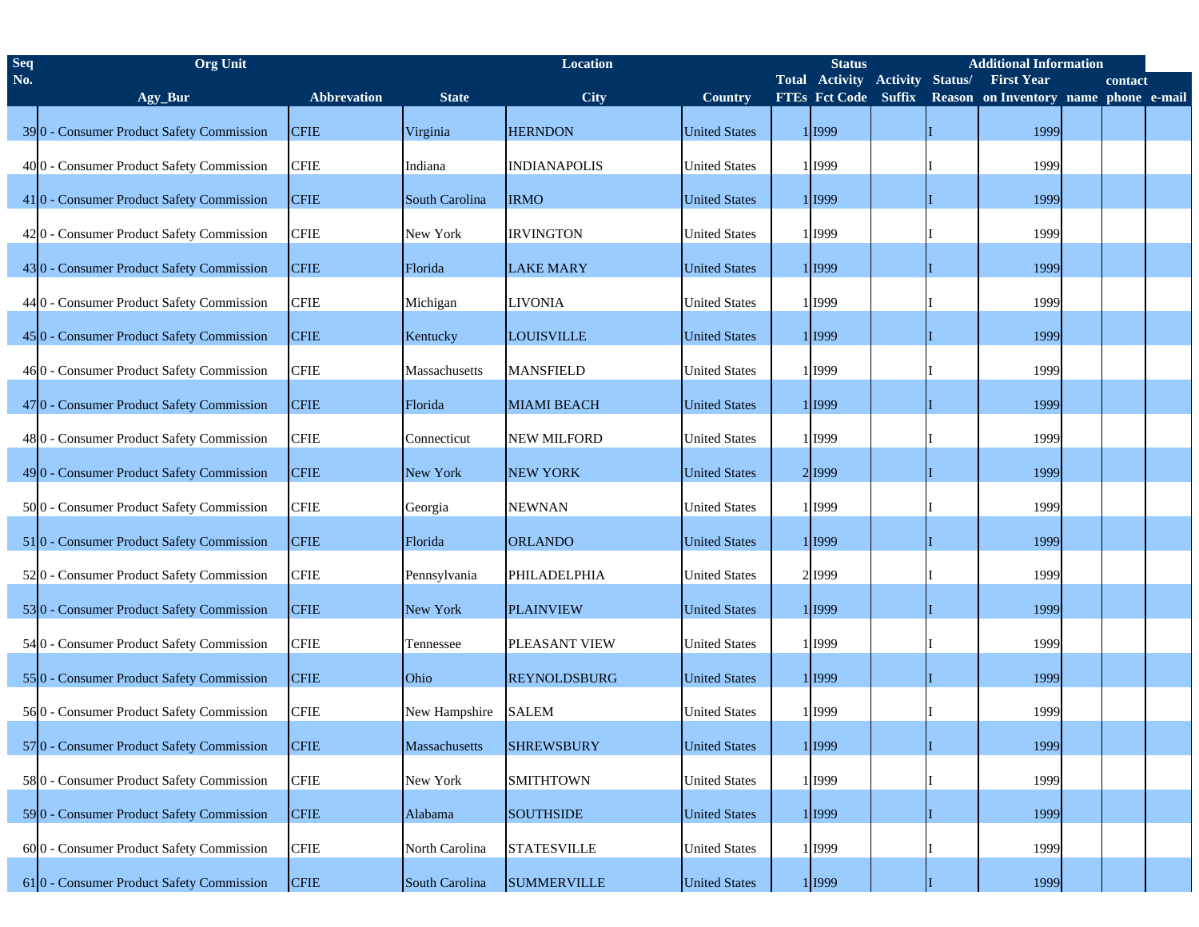| Seq No. | Org Unit | | Location | | | | Status | | | Additional Information | | | |
|---|---|---|---|---|---|---|---|---|---|---|---|---|---|
| | Agy_Bur | Abbrevation | State | City | Country | Total FTEs | Activity Fct Code | Activity Suffix | Status/ Reason | First Year on Inventory | name | contact phone | e-mail |
| 39 | 0 - Consumer Product Safety Commission | CFIE | Virginia | HERNDON | United States | 1 | I999 | | I | 1999 | | | |
| 40 | 0 - Consumer Product Safety Commission | CFIE | Indiana | INDIANAPOLIS | United States | 1 | I999 | | I | 1999 | | | |
| 41 | 0 - Consumer Product Safety Commission | CFIE | South Carolina | IRMO | United States | 1 | I999 | | I | 1999 | | | |
| 42 | 0 - Consumer Product Safety Commission | CFIE | New York | IRVINGTON | United States | 1 | I999 | | I | 1999 | | | |
| 43 | 0 - Consumer Product Safety Commission | CFIE | Florida | LAKE MARY | United States | 1 | I999 | | I | 1999 | | | |
| 44 | 0 - Consumer Product Safety Commission | CFIE | Michigan | LIVONIA | United States | 1 | I999 | | I | 1999 | | | |
| 45 | 0 - Consumer Product Safety Commission | CFIE | Kentucky | LOUISVILLE | United States | 1 | I999 | | I | 1999 | | | |
| 46 | 0 - Consumer Product Safety Commission | CFIE | Massachusetts | MANSFIELD | United States | 1 | I999 | | I | 1999 | | | |
| 47 | 0 - Consumer Product Safety Commission | CFIE | Florida | MIAMI BEACH | United States | 1 | I999 | | I | 1999 | | | |
| 48 | 0 - Consumer Product Safety Commission | CFIE | Connecticut | NEW MILFORD | United States | 1 | I999 | | I | 1999 | | | |
| 49 | 0 - Consumer Product Safety Commission | CFIE | New York | NEW YORK | United States | 2 | I999 | | I | 1999 | | | |
| 50 | 0 - Consumer Product Safety Commission | CFIE | Georgia | NEWNAN | United States | 1 | I999 | | I | 1999 | | | |
| 51 | 0 - Consumer Product Safety Commission | CFIE | Florida | ORLANDO | United States | 1 | I999 | | I | 1999 | | | |
| 52 | 0 - Consumer Product Safety Commission | CFIE | Pennsylvania | PHILADELPHIA | United States | 2 | I999 | | I | 1999 | | | |
| 53 | 0 - Consumer Product Safety Commission | CFIE | New York | PLAINVIEW | United States | 1 | I999 | | I | 1999 | | | |
| 54 | 0 - Consumer Product Safety Commission | CFIE | Tennessee | PLEASANT VIEW | United States | 1 | I999 | | I | 1999 | | | |
| 55 | 0 - Consumer Product Safety Commission | CFIE | Ohio | REYNOLDSBURG | United States | 1 | I999 | | I | 1999 | | | |
| 56 | 0 - Consumer Product Safety Commission | CFIE | New Hampshire | SALEM | United States | 1 | I999 | | I | 1999 | | | |
| 57 | 0 - Consumer Product Safety Commission | CFIE | Massachusetts | SHREWSBURY | United States | 1 | I999 | | I | 1999 | | | |
| 58 | 0 - Consumer Product Safety Commission | CFIE | New York | SMITHTOWN | United States | 1 | I999 | | I | 1999 | | | |
| 59 | 0 - Consumer Product Safety Commission | CFIE | Alabama | SOUTHSIDE | United States | 1 | I999 | | I | 1999 | | | |
| 60 | 0 - Consumer Product Safety Commission | CFIE | North Carolina | STATESVILLE | United States | 1 | I999 | | I | 1999 | | | |
| 61 | 0 - Consumer Product Safety Commission | CFIE | South Carolina | SUMMERVILLE | United States | 1 | I999 | | I | 1999 | | | |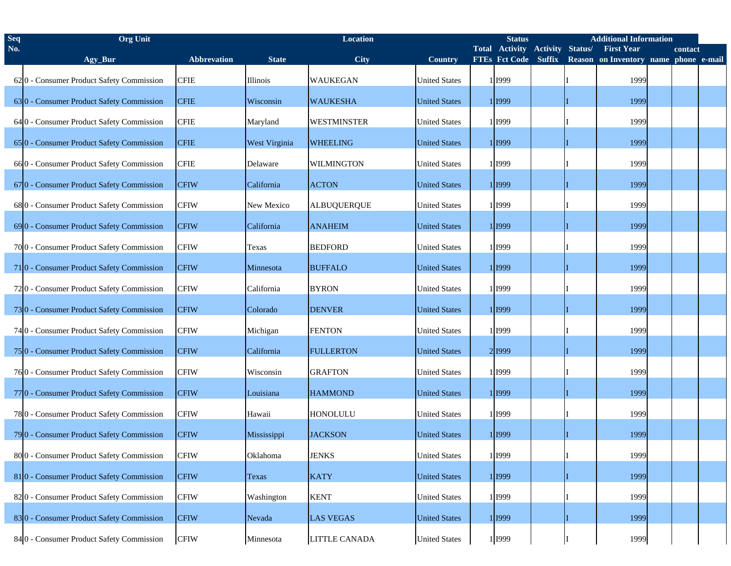| Seq No. | Org Unit | | Location | | | | Status | | | Additional Information | | | |
|---|---|---|---|---|---|---|---|---|---|---|---|---|---|
| | Agy_Bur | Abbrevation | State | City | Country | Total FTEs | Activity Fct Code | Activity Suffix | Status/ Reason | First Year on Inventory | name | contact phone | e-mail |
| 62 | 0 - Consumer Product Safety Commission | CFIE | Illinois | WAUKEGAN | United States | 1 | I999 | | I | 1999 | | | |
| 63 | 0 - Consumer Product Safety Commission | CFIE | Wisconsin | WAUKESHA | United States | 1 | I999 | | I | 1999 | | | |
| 64 | 0 - Consumer Product Safety Commission | CFIE | Maryland | WESTMINSTER | United States | 1 | I999 | | I | 1999 | | | |
| 65 | 0 - Consumer Product Safety Commission | CFIE | West Virginia | WHEELING | United States | 1 | I999 | | I | 1999 | | | |
| 66 | 0 - Consumer Product Safety Commission | CFIE | Delaware | WILMINGTON | United States | 1 | I999 | | I | 1999 | | | |
| 67 | 0 - Consumer Product Safety Commission | CFIW | California | ACTON | United States | 1 | I999 | | I | 1999 | | | |
| 68 | 0 - Consumer Product Safety Commission | CFIW | New Mexico | ALBUQUERQUE | United States | 1 | I999 | | I | 1999 | | | |
| 69 | 0 - Consumer Product Safety Commission | CFIW | California | ANAHEIM | United States | 1 | I999 | | I | 1999 | | | |
| 70 | 0 - Consumer Product Safety Commission | CFIW | Texas | BEDFORD | United States | 1 | I999 | | I | 1999 | | | |
| 71 | 0 - Consumer Product Safety Commission | CFIW | Minnesota | BUFFALO | United States | 1 | I999 | | I | 1999 | | | |
| 72 | 0 - Consumer Product Safety Commission | CFIW | California | BYRON | United States | 1 | I999 | | I | 1999 | | | |
| 73 | 0 - Consumer Product Safety Commission | CFIW | Colorado | DENVER | United States | 1 | I999 | | I | 1999 | | | |
| 74 | 0 - Consumer Product Safety Commission | CFIW | Michigan | FENTON | United States | 1 | I999 | | I | 1999 | | | |
| 75 | 0 - Consumer Product Safety Commission | CFIW | California | FULLERTON | United States | 2 | I999 | | I | 1999 | | | |
| 76 | 0 - Consumer Product Safety Commission | CFIW | Wisconsin | GRAFTON | United States | 1 | I999 | | I | 1999 | | | |
| 77 | 0 - Consumer Product Safety Commission | CFIW | Louisiana | HAMMOND | United States | 1 | I999 | | I | 1999 | | | |
| 78 | 0 - Consumer Product Safety Commission | CFIW | Hawaii | HONOLULU | United States | 1 | I999 | | I | 1999 | | | |
| 79 | 0 - Consumer Product Safety Commission | CFIW | Mississippi | JACKSON | United States | 1 | I999 | | I | 1999 | | | |
| 80 | 0 - Consumer Product Safety Commission | CFIW | Oklahoma | JENKS | United States | 1 | I999 | | I | 1999 | | | |
| 81 | 0 - Consumer Product Safety Commission | CFIW | Texas | KATY | United States | 1 | I999 | | I | 1999 | | | |
| 82 | 0 - Consumer Product Safety Commission | CFIW | Washington | KENT | United States | 1 | I999 | | I | 1999 | | | |
| 83 | 0 - Consumer Product Safety Commission | CFIW | Nevada | LAS VEGAS | United States | 1 | I999 | | I | 1999 | | | |
| 84 | 0 - Consumer Product Safety Commission | CFIW | Minnesota | LITTLE CANADA | United States | 1 | I999 | | I | 1999 | | | |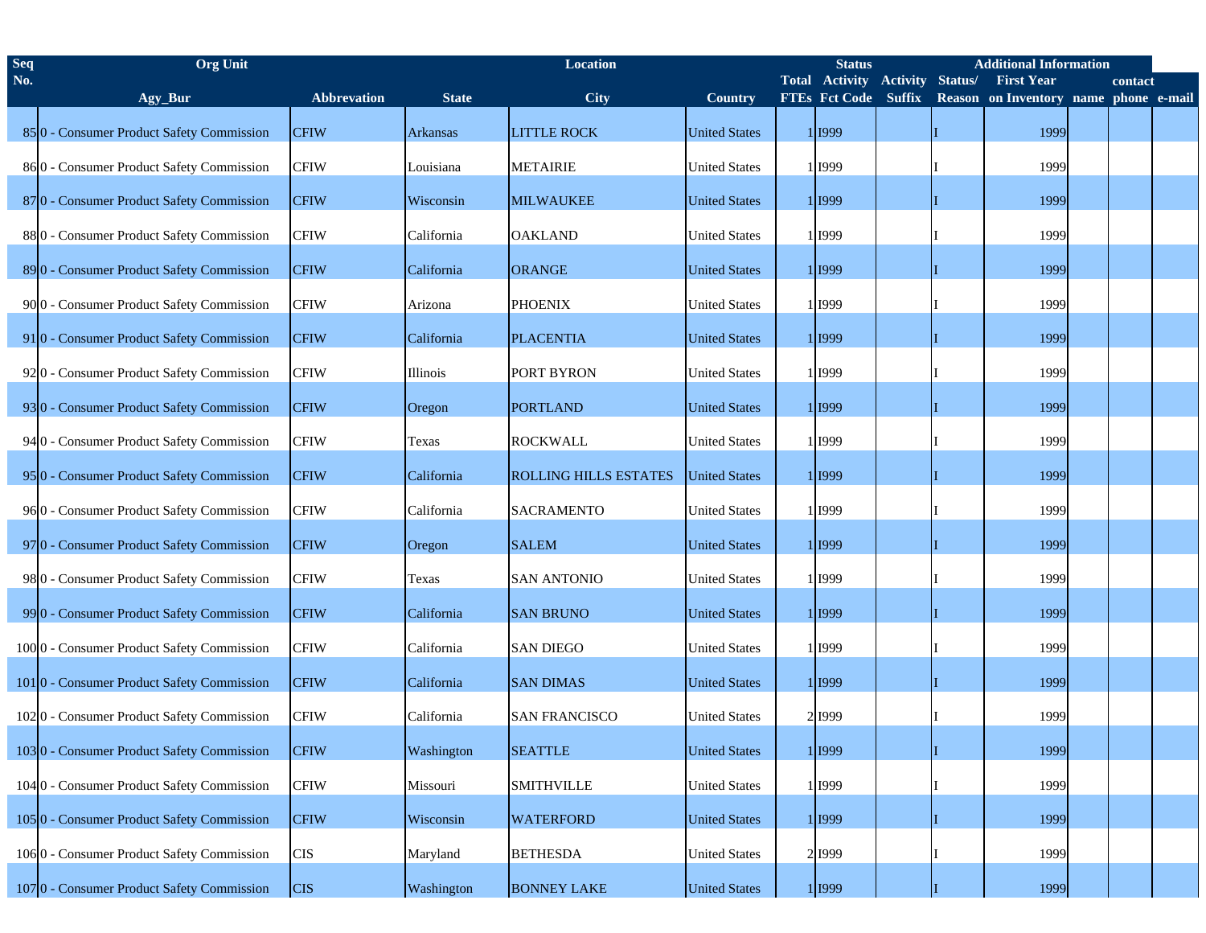| Seq No. | Org Unit | | Location | | | | Status | | | Additional Information | | | |
|---|---|---|---|---|---|---|---|---|---|---|---|---|---|
| | Agy_Bur | Abbrevation | State | City | Country | Total FTEs | Activity Fct Code | Activity Suffix | Status/ Reason | First Year on Inventory | name | contact phone | e-mail |
| 85 | 0 - Consumer Product Safety Commission | CFIW | Arkansas | LITTLE ROCK | United States | 1 | I999 | | I | 1999 | | | |
| 86 | 0 - Consumer Product Safety Commission | CFIW | Louisiana | METAIRIE | United States | 1 | I999 | | I | 1999 | | | |
| 87 | 0 - Consumer Product Safety Commission | CFIW | Wisconsin | MILWAUKEE | United States | 1 | I999 | | I | 1999 | | | |
| 88 | 0 - Consumer Product Safety Commission | CFIW | California | OAKLAND | United States | 1 | I999 | | I | 1999 | | | |
| 89 | 0 - Consumer Product Safety Commission | CFIW | California | ORANGE | United States | 1 | I999 | | I | 1999 | | | |
| 90 | 0 - Consumer Product Safety Commission | CFIW | Arizona | PHOENIX | United States | 1 | I999 | | I | 1999 | | | |
| 91 | 0 - Consumer Product Safety Commission | CFIW | California | PLACENTIA | United States | 1 | I999 | | I | 1999 | | | |
| 92 | 0 - Consumer Product Safety Commission | CFIW | Illinois | PORT BYRON | United States | 1 | I999 | | I | 1999 | | | |
| 93 | 0 - Consumer Product Safety Commission | CFIW | Oregon | PORTLAND | United States | 1 | I999 | | I | 1999 | | | |
| 94 | 0 - Consumer Product Safety Commission | CFIW | Texas | ROCKWALL | United States | 1 | I999 | | I | 1999 | | | |
| 95 | 0 - Consumer Product Safety Commission | CFIW | California | ROLLING HILLS ESTATES | United States | 1 | I999 | | I | 1999 | | | |
| 96 | 0 - Consumer Product Safety Commission | CFIW | California | SACRAMENTO | United States | 1 | I999 | | I | 1999 | | | |
| 97 | 0 - Consumer Product Safety Commission | CFIW | Oregon | SALEM | United States | 1 | I999 | | I | 1999 | | | |
| 98 | 0 - Consumer Product Safety Commission | CFIW | Texas | SAN ANTONIO | United States | 1 | I999 | | I | 1999 | | | |
| 99 | 0 - Consumer Product Safety Commission | CFIW | California | SAN BRUNO | United States | 1 | I999 | | I | 1999 | | | |
| 100 | 0 - Consumer Product Safety Commission | CFIW | California | SAN DIEGO | United States | 1 | I999 | | I | 1999 | | | |
| 101 | 0 - Consumer Product Safety Commission | CFIW | California | SAN DIMAS | United States | 1 | I999 | | I | 1999 | | | |
| 102 | 0 - Consumer Product Safety Commission | CFIW | California | SAN FRANCISCO | United States | 2 | I999 | | I | 1999 | | | |
| 103 | 0 - Consumer Product Safety Commission | CFIW | Washington | SEATTLE | United States | 1 | I999 | | I | 1999 | | | |
| 104 | 0 - Consumer Product Safety Commission | CFIW | Missouri | SMITHVILLE | United States | 1 | I999 | | I | 1999 | | | |
| 105 | 0 - Consumer Product Safety Commission | CFIW | Wisconsin | WATERFORD | United States | 1 | I999 | | I | 1999 | | | |
| 106 | 0 - Consumer Product Safety Commission | CIS | Maryland | BETHESDA | United States | 2 | I999 | | I | 1999 | | | |
| 107 | 0 - Consumer Product Safety Commission | CIS | Washington | BONNEY LAKE | United States | 1 | I999 | | I | 1999 | | | |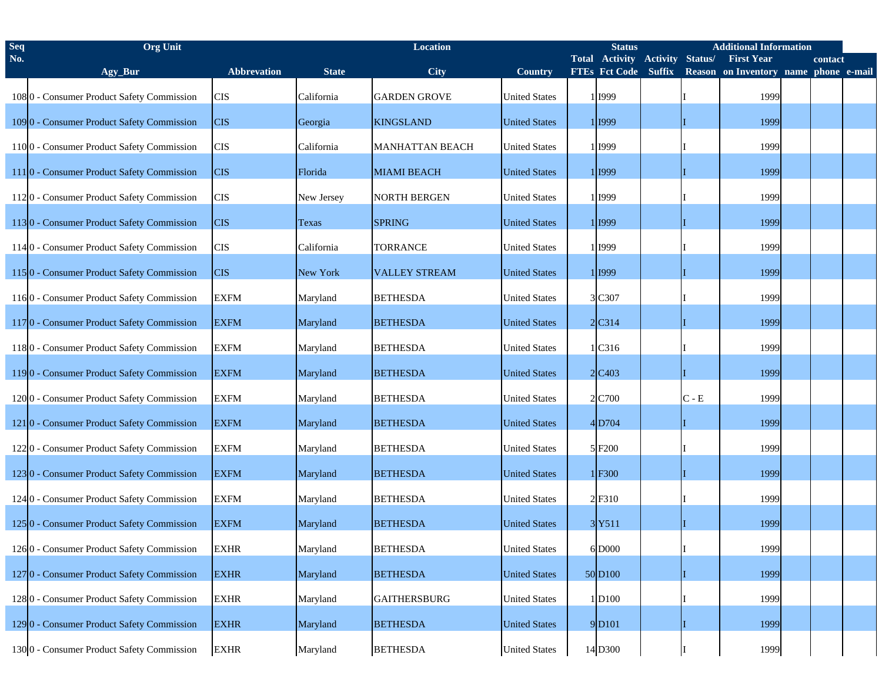| Seq No. | Org Unit | | Location | | | | Status | | | Additional Information | | | |
|---|---|---|---|---|---|---|---|---|---|---|---|---|---|
| | Agy_Bur | Abbrevation | State | City | Country | Total FTEs | Activity Fct Code | Activity Suffix | Status/ Reason | First Year on Inventory | name | contact phone | e-mail |
| 108 | 0 - Consumer Product Safety Commission | CIS | California | GARDEN GROVE | United States | 1 | I999 | | I | 1999 | | | |
| 109 | 0 - Consumer Product Safety Commission | CIS | Georgia | KINGSLAND | United States | 1 | I999 | | I | 1999 | | | |
| 110 | 0 - Consumer Product Safety Commission | CIS | California | MANHATTAN BEACH | United States | 1 | I999 | | I | 1999 | | | |
| 111 | 0 - Consumer Product Safety Commission | CIS | Florida | MIAMI BEACH | United States | 1 | I999 | | I | 1999 | | | |
| 112 | 0 - Consumer Product Safety Commission | CIS | New Jersey | NORTH BERGEN | United States | 1 | I999 | | I | 1999 | | | |
| 113 | 0 - Consumer Product Safety Commission | CIS | Texas | SPRING | United States | 1 | I999 | | I | 1999 | | | |
| 114 | 0 - Consumer Product Safety Commission | CIS | California | TORRANCE | United States | 1 | I999 | | I | 1999 | | | |
| 115 | 0 - Consumer Product Safety Commission | CIS | New York | VALLEY STREAM | United States | 1 | I999 | | I | 1999 | | | |
| 116 | 0 - Consumer Product Safety Commission | EXFM | Maryland | BETHESDA | United States | 3 | C307 | | I | 1999 | | | |
| 117 | 0 - Consumer Product Safety Commission | EXFM | Maryland | BETHESDA | United States | 2 | C314 | | I | 1999 | | | |
| 118 | 0 - Consumer Product Safety Commission | EXFM | Maryland | BETHESDA | United States | 1 | C316 | | I | 1999 | | | |
| 119 | 0 - Consumer Product Safety Commission | EXFM | Maryland | BETHESDA | United States | 2 | C403 | | I | 1999 | | | |
| 120 | 0 - Consumer Product Safety Commission | EXFM | Maryland | BETHESDA | United States | 2 | C700 | | C - E | 1999 | | | |
| 121 | 0 - Consumer Product Safety Commission | EXFM | Maryland | BETHESDA | United States | 4 | D704 | | I | 1999 | | | |
| 122 | 0 - Consumer Product Safety Commission | EXFM | Maryland | BETHESDA | United States | 5 | F200 | | I | 1999 | | | |
| 123 | 0 - Consumer Product Safety Commission | EXFM | Maryland | BETHESDA | United States | 1 | F300 | | I | 1999 | | | |
| 124 | 0 - Consumer Product Safety Commission | EXFM | Maryland | BETHESDA | United States | 2 | F310 | | I | 1999 | | | |
| 125 | 0 - Consumer Product Safety Commission | EXFM | Maryland | BETHESDA | United States | 3 | Y511 | | I | 1999 | | | |
| 126 | 0 - Consumer Product Safety Commission | EXHR | Maryland | BETHESDA | United States | 6 | D000 | | I | 1999 | | | |
| 127 | 0 - Consumer Product Safety Commission | EXHR | Maryland | BETHESDA | United States | 50 | D100 | | I | 1999 | | | |
| 128 | 0 - Consumer Product Safety Commission | EXHR | Maryland | GAITHERSBURG | United States | 1 | D100 | | I | 1999 | | | |
| 129 | 0 - Consumer Product Safety Commission | EXHR | Maryland | BETHESDA | United States | 9 | D101 | | I | 1999 | | | |
| 130 | 0 - Consumer Product Safety Commission | EXHR | Maryland | BETHESDA | United States | 14 | D300 | | I | 1999 | | | |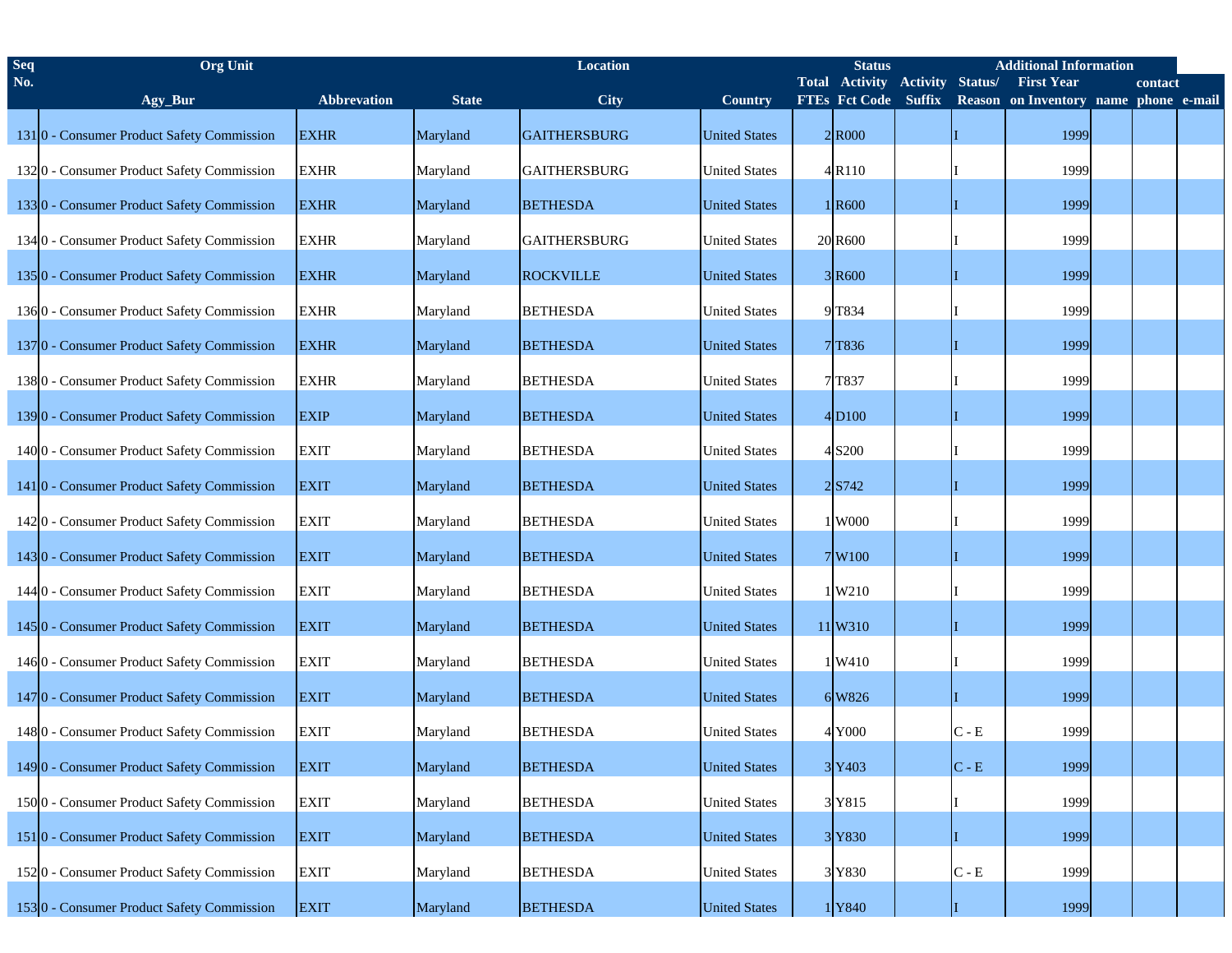| Seq No. | Org Unit | | Location | | | | Status | | | Additional Information | | | |
|---|---|---|---|---|---|---|---|---|---|---|---|---|---|
| | Agy_Bur | Abbrevation | State | City | Country | Total FTEs | Activity Fct Code | Activity Suffix | Status/ Reason | First Year on Inventory | name | contact phone | e-mail |
| 131 | 0 - Consumer Product Safety Commission | EXHR | Maryland | GAITHERSBURG | United States | 2 | R000 | | I | 1999 | | | |
| 132 | 0 - Consumer Product Safety Commission | EXHR | Maryland | GAITHERSBURG | United States | 4 | R110 | | I | 1999 | | | |
| 133 | 0 - Consumer Product Safety Commission | EXHR | Maryland | BETHESDA | United States | 1 | R600 | | I | 1999 | | | |
| 134 | 0 - Consumer Product Safety Commission | EXHR | Maryland | GAITHERSBURG | United States | 20 | R600 | | I | 1999 | | | |
| 135 | 0 - Consumer Product Safety Commission | EXHR | Maryland | ROCKVILLE | United States | 3 | R600 | | I | 1999 | | | |
| 136 | 0 - Consumer Product Safety Commission | EXHR | Maryland | BETHESDA | United States | 9 | T834 | | I | 1999 | | | |
| 137 | 0 - Consumer Product Safety Commission | EXHR | Maryland | BETHESDA | United States | 7 | T836 | | I | 1999 | | | |
| 138 | 0 - Consumer Product Safety Commission | EXHR | Maryland | BETHESDA | United States | 7 | T837 | | I | 1999 | | | |
| 139 | 0 - Consumer Product Safety Commission | EXIP | Maryland | BETHESDA | United States | 4 | D100 | | I | 1999 | | | |
| 140 | 0 - Consumer Product Safety Commission | EXIT | Maryland | BETHESDA | United States | 4 | S200 | | I | 1999 | | | |
| 141 | 0 - Consumer Product Safety Commission | EXIT | Maryland | BETHESDA | United States | 2 | S742 | | I | 1999 | | | |
| 142 | 0 - Consumer Product Safety Commission | EXIT | Maryland | BETHESDA | United States | 1 | W000 | | I | 1999 | | | |
| 143 | 0 - Consumer Product Safety Commission | EXIT | Maryland | BETHESDA | United States | 7 | W100 | | I | 1999 | | | |
| 144 | 0 - Consumer Product Safety Commission | EXIT | Maryland | BETHESDA | United States | 1 | W210 | | I | 1999 | | | |
| 145 | 0 - Consumer Product Safety Commission | EXIT | Maryland | BETHESDA | United States | 11 | W310 | | I | 1999 | | | |
| 146 | 0 - Consumer Product Safety Commission | EXIT | Maryland | BETHESDA | United States | 1 | W410 | | I | 1999 | | | |
| 147 | 0 - Consumer Product Safety Commission | EXIT | Maryland | BETHESDA | United States | 6 | W826 | | I | 1999 | | | |
| 148 | 0 - Consumer Product Safety Commission | EXIT | Maryland | BETHESDA | United States | 4 | Y000 | | C - E | 1999 | | | |
| 149 | 0 - Consumer Product Safety Commission | EXIT | Maryland | BETHESDA | United States | 3 | Y403 | | C - E | 1999 | | | |
| 150 | 0 - Consumer Product Safety Commission | EXIT | Maryland | BETHESDA | United States | 3 | Y815 | | I | 1999 | | | |
| 151 | 0 - Consumer Product Safety Commission | EXIT | Maryland | BETHESDA | United States | 3 | Y830 | | I | 1999 | | | |
| 152 | 0 - Consumer Product Safety Commission | EXIT | Maryland | BETHESDA | United States | 3 | Y830 | | C - E | 1999 | | | |
| 153 | 0 - Consumer Product Safety Commission | EXIT | Maryland | BETHESDA | United States | 1 | Y840 | | I | 1999 | | | |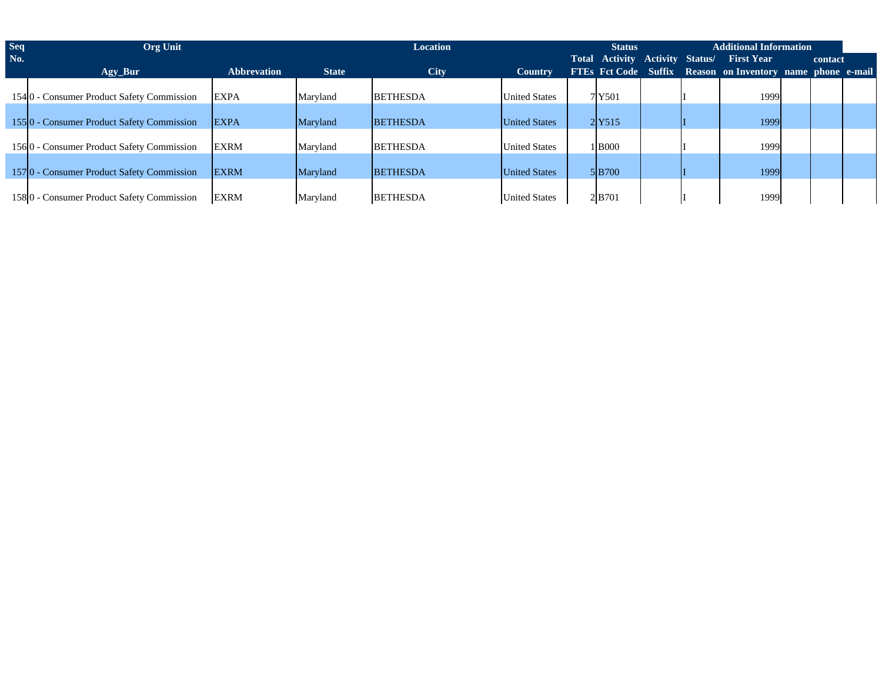| Seq No. | Org Unit | | Location | | | Status | | | | Additional Information | | | |
|---|---|---|---|---|---|---|---|---|---|---|---|---|---|
| | Agy_Bur | Abbrevation | State | City | Country | Total FTEs | Activity Fct Code | Activity Suffix | Status/ Reason | First Year on Inventory | name | contact phone | e-mail |
| 154 | 0 - Consumer Product Safety Commission | EXPA | Maryland | BETHESDA | United States | 7 | Y501 | | I | 1999 | | | |
| 155 | 0 - Consumer Product Safety Commission | EXPA | Maryland | BETHESDA | United States | 2 | Y515 | | I | 1999 | | | |
| 156 | 0 - Consumer Product Safety Commission | EXRM | Maryland | BETHESDA | United States | 1 | B000 | | I | 1999 | | | |
| 157 | 0 - Consumer Product Safety Commission | EXRM | Maryland | BETHESDA | United States | 5 | B700 | | I | 1999 | | | |
| 158 | 0 - Consumer Product Safety Commission | EXRM | Maryland | BETHESDA | United States | 2 | B701 | | I | 1999 | | | |